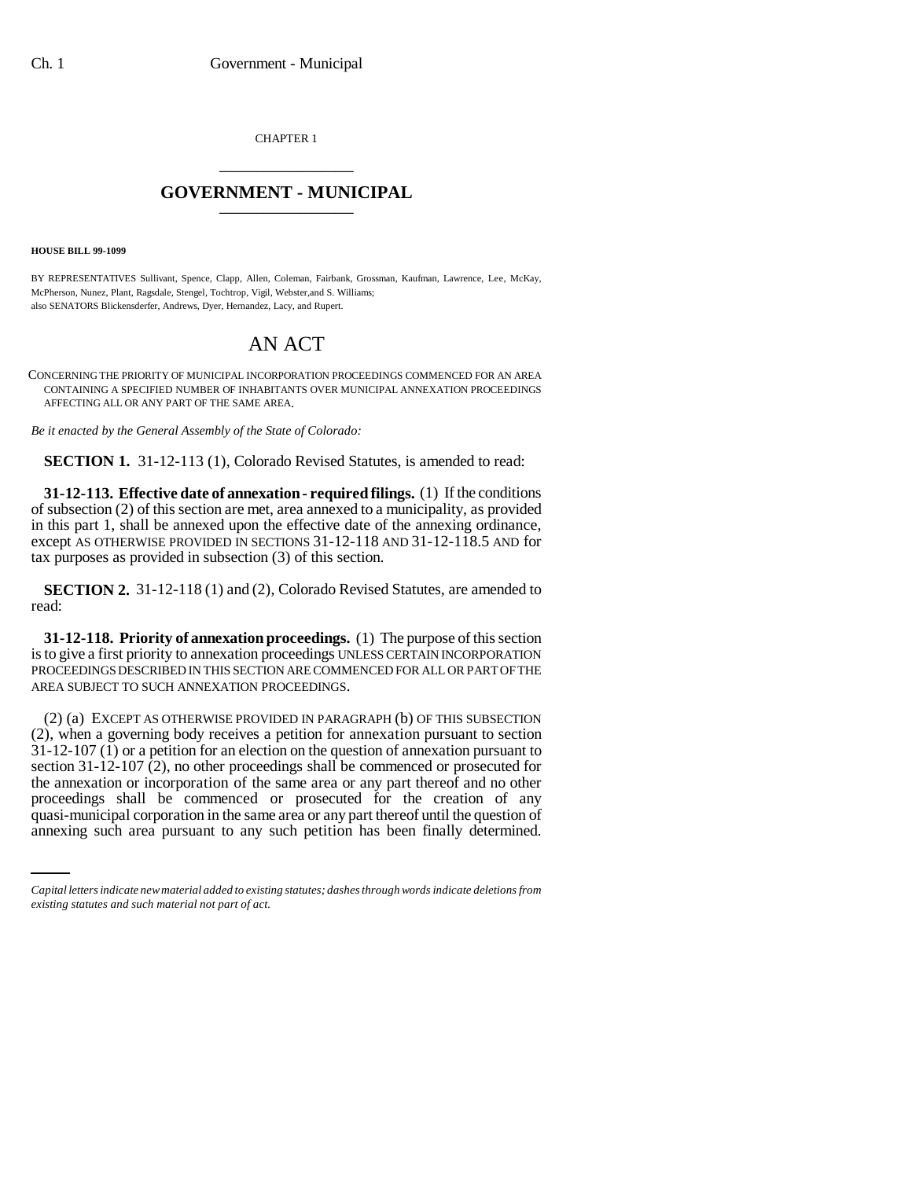CHAPTER 1

# GOVERNMENT - MUNICIPAL

**HOUSE BILL 99-1099**

BY REPRESENTATIVES Sullivant, Spence, Clapp, Allen, Coleman, Fairbank, Grossman, Kaufman, Lawrence, Lee, McKay, McPherson, Nunez, Plant, Ragsdale, Stengel, Tochtrop, Vigil, Webster,and S. Williams;
also SENATORS Blickensderfer, Andrews, Dyer, Hernandez, Lacy, and Rupert.

# AN ACT

CONCERNING THE PRIORITY OF MUNICIPAL INCORPORATION PROCEEDINGS COMMENCED FOR AN AREA CONTAINING A SPECIFIED NUMBER OF INHABITANTS OVER MUNICIPAL ANNEXATION PROCEEDINGS AFFECTING ALL OR ANY PART OF THE SAME AREA.

*Be it enacted by the General Assembly of the State of Colorado:*

**SECTION 1.** 31-12-113 (1), Colorado Revised Statutes, is amended to read:

**31-12-113. Effective date of annexation - required filings.** (1) If the conditions of subsection (2) of this section are met, area annexed to a municipality, as provided in this part 1, shall be annexed upon the effective date of the annexing ordinance, except AS OTHERWISE PROVIDED IN SECTIONS 31-12-118 AND 31-12-118.5 AND for tax purposes as provided in subsection (3) of this section.

**SECTION 2.** 31-12-118 (1) and (2), Colorado Revised Statutes, are amended to read:

**31-12-118. Priority of annexation proceedings.** (1) The purpose of this section is to give a first priority to annexation proceedings UNLESS CERTAIN INCORPORATION PROCEEDINGS DESCRIBED IN THIS SECTION ARE COMMENCED FOR ALL OR PART OF THE AREA SUBJECT TO SUCH ANNEXATION PROCEEDINGS.

(2) (a) EXCEPT AS OTHERWISE PROVIDED IN PARAGRAPH (b) OF THIS SUBSECTION (2), when a governing body receives a petition for annexation pursuant to section 31-12-107 (1) or a petition for an election on the question of annexation pursuant to section 31-12-107 (2), no other proceedings shall be commenced or prosecuted for the annexation or incorporation of the same area or any part thereof and no other proceedings shall be commenced or prosecuted for the creation of any quasi-municipal corporation in the same area or any part thereof until the question of annexing such area pursuant to any such petition has been finally determined.

*Capital letters indicate new material added to existing statutes; dashes through words indicate deletions from existing statutes and such material not part of act.*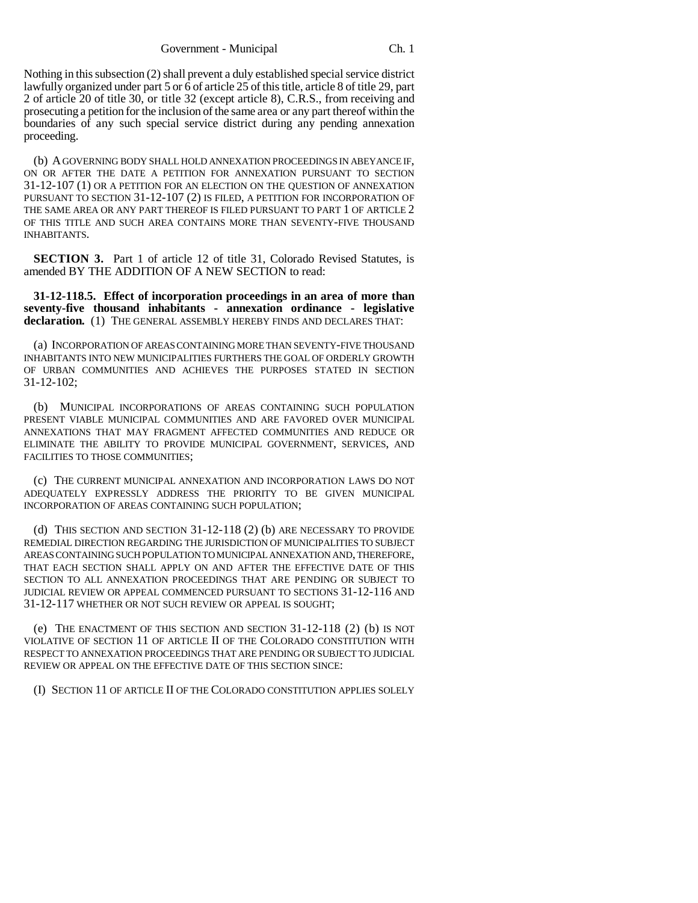Nothing in this subsection (2) shall prevent a duly established special service district lawfully organized under part 5 or 6 of article 25 of this title, article 8 of title 29, part 2 of article 20 of title 30, or title 32 (except article 8), C.R.S., from receiving and prosecuting a petition for the inclusion of the same area or any part thereof within the boundaries of any such special service district during any pending annexation proceeding.

(b) A GOVERNING BODY SHALL HOLD ANNEXATION PROCEEDINGS IN ABEYANCE IF, ON OR AFTER THE DATE A PETITION FOR ANNEXATION PURSUANT TO SECTION 31-12-107 (1) OR A PETITION FOR AN ELECTION ON THE QUESTION OF ANNEXATION PURSUANT TO SECTION 31-12-107 (2) IS FILED, A PETITION FOR INCORPORATION OF THE SAME AREA OR ANY PART THEREOF IS FILED PURSUANT TO PART 1 OF ARTICLE 2 OF THIS TITLE AND SUCH AREA CONTAINS MORE THAN SEVENTY-FIVE THOUSAND INHABITANTS.

**SECTION 3.** Part 1 of article 12 of title 31, Colorado Revised Statutes, is amended BY THE ADDITION OF A NEW SECTION to read:

**31-12-118.5. Effect of incorporation proceedings in an area of more than seventy-five thousand inhabitants - annexation ordinance - legislative declaration.** (1) THE GENERAL ASSEMBLY HEREBY FINDS AND DECLARES THAT:

(a) INCORPORATION OF AREAS CONTAINING MORE THAN SEVENTY-FIVE THOUSAND INHABITANTS INTO NEW MUNICIPALITIES FURTHERS THE GOAL OF ORDERLY GROWTH OF URBAN COMMUNITIES AND ACHIEVES THE PURPOSES STATED IN SECTION 31-12-102;

(b) MUNICIPAL INCORPORATIONS OF AREAS CONTAINING SUCH POPULATION PRESENT VIABLE MUNICIPAL COMMUNITIES AND ARE FAVORED OVER MUNICIPAL ANNEXATIONS THAT MAY FRAGMENT AFFECTED COMMUNITIES AND REDUCE OR ELIMINATE THE ABILITY TO PROVIDE MUNICIPAL GOVERNMENT, SERVICES, AND FACILITIES TO THOSE COMMUNITIES;

(c) THE CURRENT MUNICIPAL ANNEXATION AND INCORPORATION LAWS DO NOT ADEQUATELY EXPRESSLY ADDRESS THE PRIORITY TO BE GIVEN MUNICIPAL INCORPORATION OF AREAS CONTAINING SUCH POPULATION;

(d) THIS SECTION AND SECTION 31-12-118 (2) (b) ARE NECESSARY TO PROVIDE REMEDIAL DIRECTION REGARDING THE JURISDICTION OF MUNICIPALITIES TO SUBJECT AREAS CONTAINING SUCH POPULATION TO MUNICIPAL ANNEXATION AND, THEREFORE, THAT EACH SECTION SHALL APPLY ON AND AFTER THE EFFECTIVE DATE OF THIS SECTION TO ALL ANNEXATION PROCEEDINGS THAT ARE PENDING OR SUBJECT TO JUDICIAL REVIEW OR APPEAL COMMENCED PURSUANT TO SECTIONS 31-12-116 AND 31-12-117 WHETHER OR NOT SUCH REVIEW OR APPEAL IS SOUGHT;

(e) THE ENACTMENT OF THIS SECTION AND SECTION 31-12-118 (2) (b) IS NOT VIOLATIVE OF SECTION 11 OF ARTICLE II OF THE COLORADO CONSTITUTION WITH RESPECT TO ANNEXATION PROCEEDINGS THAT ARE PENDING OR SUBJECT TO JUDICIAL REVIEW OR APPEAL ON THE EFFECTIVE DATE OF THIS SECTION SINCE:

(I) SECTION 11 OF ARTICLE II OF THE COLORADO CONSTITUTION APPLIES SOLELY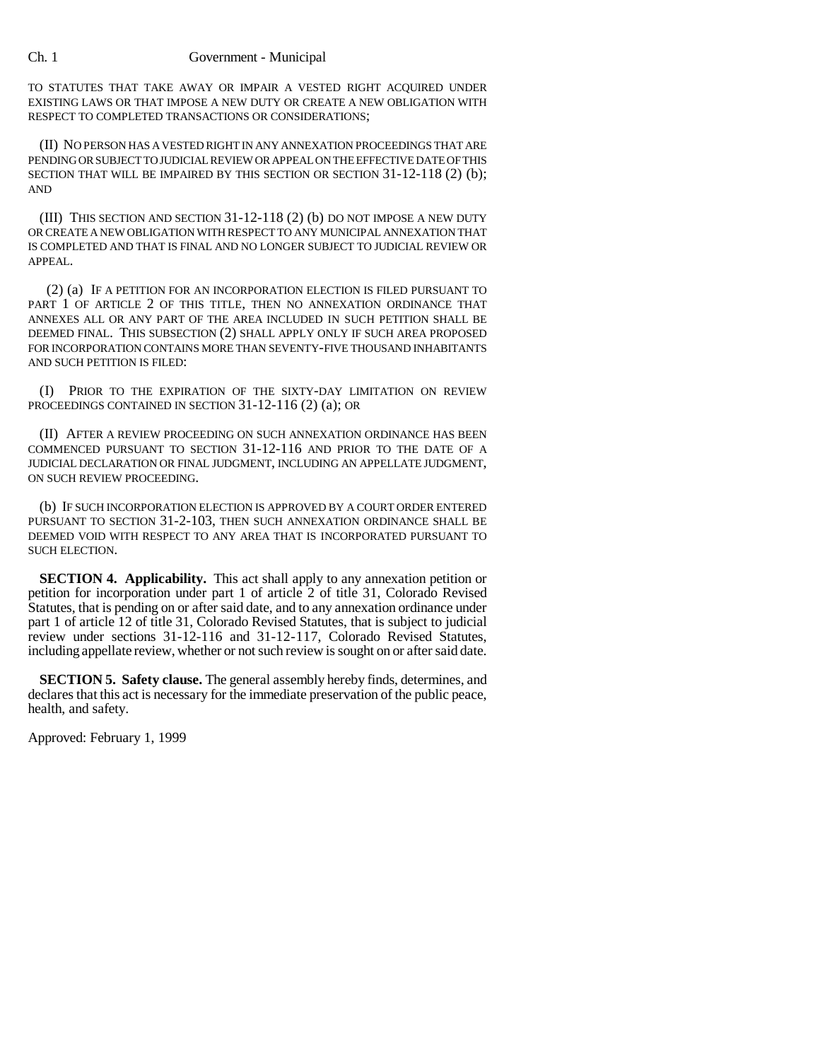TO STATUTES THAT TAKE AWAY OR IMPAIR A VESTED RIGHT ACQUIRED UNDER EXISTING LAWS OR THAT IMPOSE A NEW DUTY OR CREATE A NEW OBLIGATION WITH RESPECT TO COMPLETED TRANSACTIONS OR CONSIDERATIONS;

(II) NO PERSON HAS A VESTED RIGHT IN ANY ANNEXATION PROCEEDINGS THAT ARE PENDING OR SUBJECT TO JUDICIAL REVIEW OR APPEAL ON THE EFFECTIVE DATE OF THIS SECTION THAT WILL BE IMPAIRED BY THIS SECTION OR SECTION 31-12-118 (2) (b); AND

(III) THIS SECTION AND SECTION 31-12-118 (2) (b) DO NOT IMPOSE A NEW DUTY OR CREATE A NEW OBLIGATION WITH RESPECT TO ANY MUNICIPAL ANNEXATION THAT IS COMPLETED AND THAT IS FINAL AND NO LONGER SUBJECT TO JUDICIAL REVIEW OR APPEAL.

(2) (a) IF A PETITION FOR AN INCORPORATION ELECTION IS FILED PURSUANT TO PART 1 OF ARTICLE 2 OF THIS TITLE, THEN NO ANNEXATION ORDINANCE THAT ANNEXES ALL OR ANY PART OF THE AREA INCLUDED IN SUCH PETITION SHALL BE DEEMED FINAL. THIS SUBSECTION (2) SHALL APPLY ONLY IF SUCH AREA PROPOSED FOR INCORPORATION CONTAINS MORE THAN SEVENTY-FIVE THOUSAND INHABITANTS AND SUCH PETITION IS FILED:

(I) PRIOR TO THE EXPIRATION OF THE SIXTY-DAY LIMITATION ON REVIEW PROCEEDINGS CONTAINED IN SECTION 31-12-116 (2) (a); OR

(II) AFTER A REVIEW PROCEEDING ON SUCH ANNEXATION ORDINANCE HAS BEEN COMMENCED PURSUANT TO SECTION 31-12-116 AND PRIOR TO THE DATE OF A JUDICIAL DECLARATION OR FINAL JUDGMENT, INCLUDING AN APPELLATE JUDGMENT, ON SUCH REVIEW PROCEEDING.

(b) IF SUCH INCORPORATION ELECTION IS APPROVED BY A COURT ORDER ENTERED PURSUANT TO SECTION 31-2-103, THEN SUCH ANNEXATION ORDINANCE SHALL BE DEEMED VOID WITH RESPECT TO ANY AREA THAT IS INCORPORATED PURSUANT TO SUCH ELECTION.

**SECTION 4. Applicability.** This act shall apply to any annexation petition or petition for incorporation under part 1 of article 2 of title 31, Colorado Revised Statutes, that is pending on or after said date, and to any annexation ordinance under part 1 of article 12 of title 31, Colorado Revised Statutes, that is subject to judicial review under sections 31-12-116 and 31-12-117, Colorado Revised Statutes, including appellate review, whether or not such review is sought on or after said date.

**SECTION 5. Safety clause.** The general assembly hereby finds, determines, and declares that this act is necessary for the immediate preservation of the public peace, health, and safety.

Approved: February 1, 1999